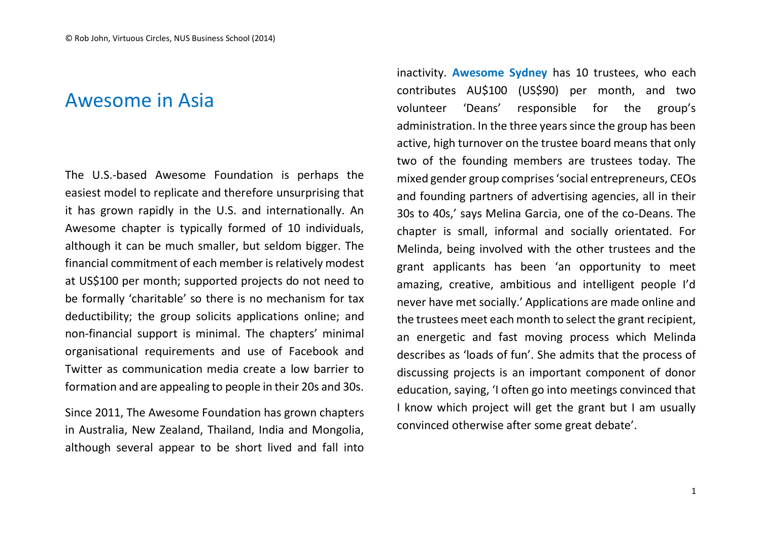# Awesome in Asia

The U.S.-based Awesome Foundation is perhaps the easiest model to replicate and therefore unsurprising that it has grown rapidly in the U.S. and internationally. An Awesome chapter is typically formed of 10 individuals, although it can be much smaller, but seldom bigger. The financial commitment of each member is relatively modest at US$100 per month; supported projects do not need to be formally 'charitable' so there is no mechanism for tax deductibility; the group solicits applications online; and non-financial support is minimal. The chapters' minimal organisational requirements and use of Facebook and Twitter as communication media create a low barrier to formation and are appealing to people in their 20s and 30s.

Since 2011, The Awesome Foundation has grown chapters in Australia, New Zealand, Thailand, India and Mongolia, although several appear to be short lived and fall into inactivity. **Awesome Sydney** has 10 trustees, who each contributes AU$100 (US$90) per month, and two volunteer 'Deans' responsible for the group's administration. In the three years since the group has been active, high turnover on the trustee board means that only two of the founding members are trustees today. The mixed gender group comprises 'social entrepreneurs, CEOs and founding partners of advertising agencies, all in their 30s to 40s,' says Melina Garcia, one of the co-Deans. The chapter is small, informal and socially orientated. For Melinda, being involved with the other trustees and the grant applicants has been 'an opportunity to meet amazing, creative, ambitious and intelligent people I'd never have met socially.' Applications are made online and the trustees meet each month to select the grant recipient, an energetic and fast moving process which Melinda describes as 'loads of fun'. She admits that the process of discussing projects is an important component of donor education, saying, 'I often go into meetings convinced that I know which project will get the grant but I am usually convinced otherwise after some great debate'.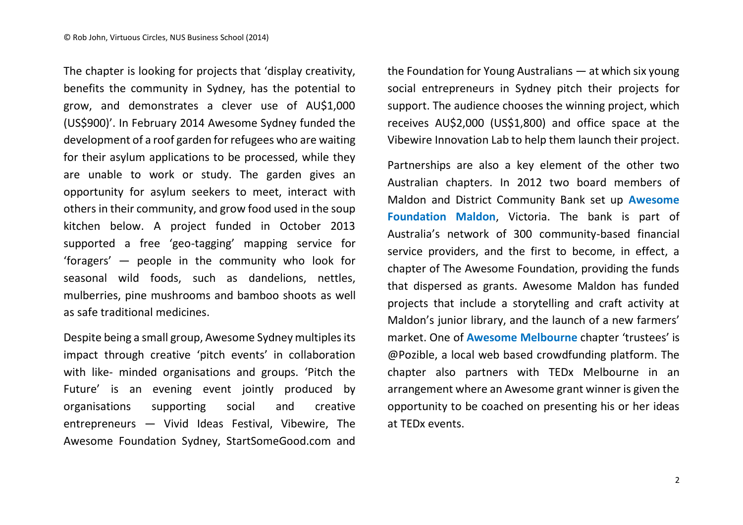The chapter is looking for projects that 'display creativity, benefits the community in Sydney, has the potential to grow, and demonstrates a clever use of AU$1,000 (US$900)'. In February 2014 Awesome Sydney funded the development of a roof garden for refugees who are waiting for their asylum applications to be processed, while they are unable to work or study. The garden gives an opportunity for asylum seekers to meet, interact with others in their community, and grow food used in the soup kitchen below. A project funded in October 2013 supported a free 'geo-tagging' mapping service for 'foragers' — people in the community who look for seasonal wild foods, such as dandelions, nettles, mulberries, pine mushrooms and bamboo shoots as well as safe traditional medicines.

Despite being a small group, Awesome Sydney multiples its impact through creative 'pitch events' in collaboration with like- minded organisations and groups. 'Pitch the Future' is an evening event jointly produced by organisations supporting social and creative entrepreneurs — Vivid Ideas Festival, Vibewire, The Awesome Foundation Sydney, StartSomeGood.com and the Foundation for Young Australians — at which six young social entrepreneurs in Sydney pitch their projects for support. The audience chooses the winning project, which receives AU$2,000 (US$1,800) and office space at the Vibewire Innovation Lab to help them launch their project.

Partnerships are also a key element of the other two Australian chapters. In 2012 two board members of Maldon and District Community Bank set up **Awesome Foundation Maldon**, Victoria. The bank is part of Australia's network of 300 community-based financial service providers, and the first to become, in effect, a chapter of The Awesome Foundation, providing the funds that dispersed as grants. Awesome Maldon has funded projects that include a storytelling and craft activity at Maldon's junior library, and the launch of a new farmers' market. One of **Awesome Melbourne** chapter 'trustees' is @Pozible, a local web based crowdfunding platform. The chapter also partners with TEDx Melbourne in an arrangement where an Awesome grant winner is given the opportunity to be coached on presenting his or her ideas at TEDx events.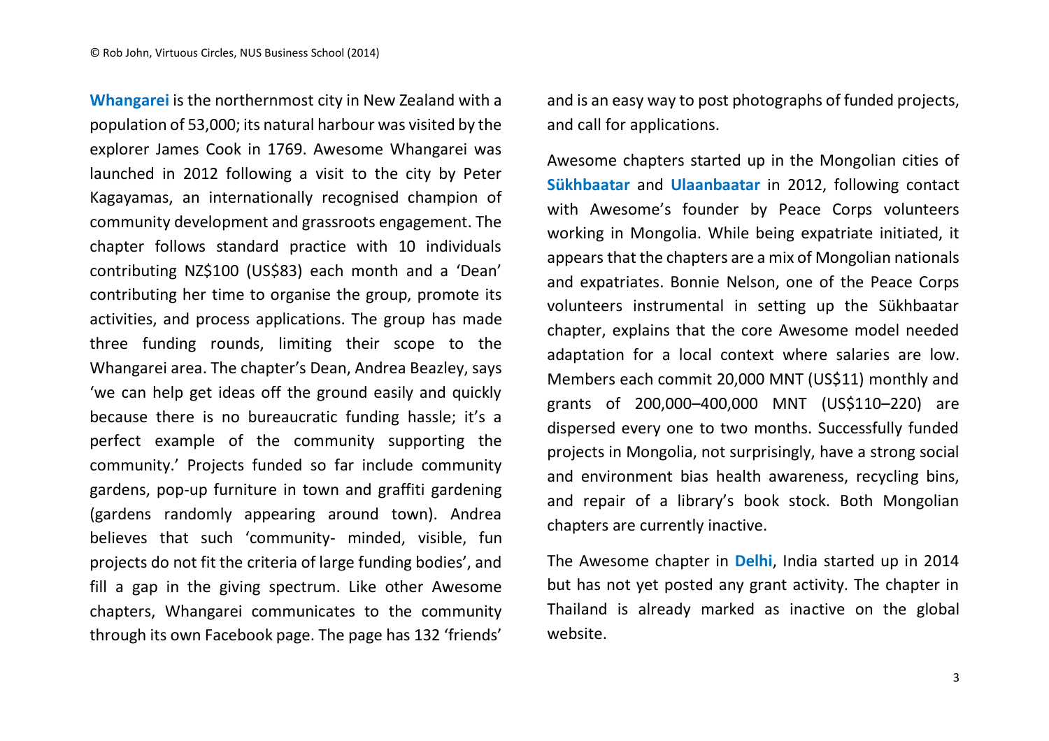**Whangarei** is the northernmost city in New Zealand with a population of 53,000; its natural harbour was visited by the explorer James Cook in 1769. Awesome Whangarei was launched in 2012 following a visit to the city by Peter Kagayamas, an internationally recognised champion of community development and grassroots engagement. The chapter follows standard practice with 10 individuals contributing NZ$100 (US$83) each month and a 'Dean' contributing her time to organise the group, promote its activities, and process applications. The group has made three funding rounds, limiting their scope to the Whangarei area. The chapter's Dean, Andrea Beazley, says 'we can help get ideas off the ground easily and quickly because there is no bureaucratic funding hassle; it's a perfect example of the community supporting the community.' Projects funded so far include community gardens, pop-up furniture in town and graffiti gardening (gardens randomly appearing around town). Andrea believes that such 'community- minded, visible, fun projects do not fit the criteria of large funding bodies', and fill a gap in the giving spectrum. Like other Awesome chapters, Whangarei communicates to the community through its own Facebook page. The page has 132 'friends' and is an easy way to post photographs of funded projects, and call for applications.

Awesome chapters started up in the Mongolian cities of **Sükhbaatar** and **Ulaanbaatar** in 2012, following contact with Awesome's founder by Peace Corps volunteers working in Mongolia. While being expatriate initiated, it appears that the chapters are a mix of Mongolian nationals and expatriates. Bonnie Nelson, one of the Peace Corps volunteers instrumental in setting up the Sükhbaatar chapter, explains that the core Awesome model needed adaptation for a local context where salaries are low. Members each commit 20,000 MNT (US$11) monthly and grants of 200,000–400,000 MNT (US$110–220) are dispersed every one to two months. Successfully funded projects in Mongolia, not surprisingly, have a strong social and environment bias health awareness, recycling bins, and repair of a library's book stock. Both Mongolian chapters are currently inactive.

The Awesome chapter in **Delhi**, India started up in 2014 but has not yet posted any grant activity. The chapter in Thailand is already marked as inactive on the global website.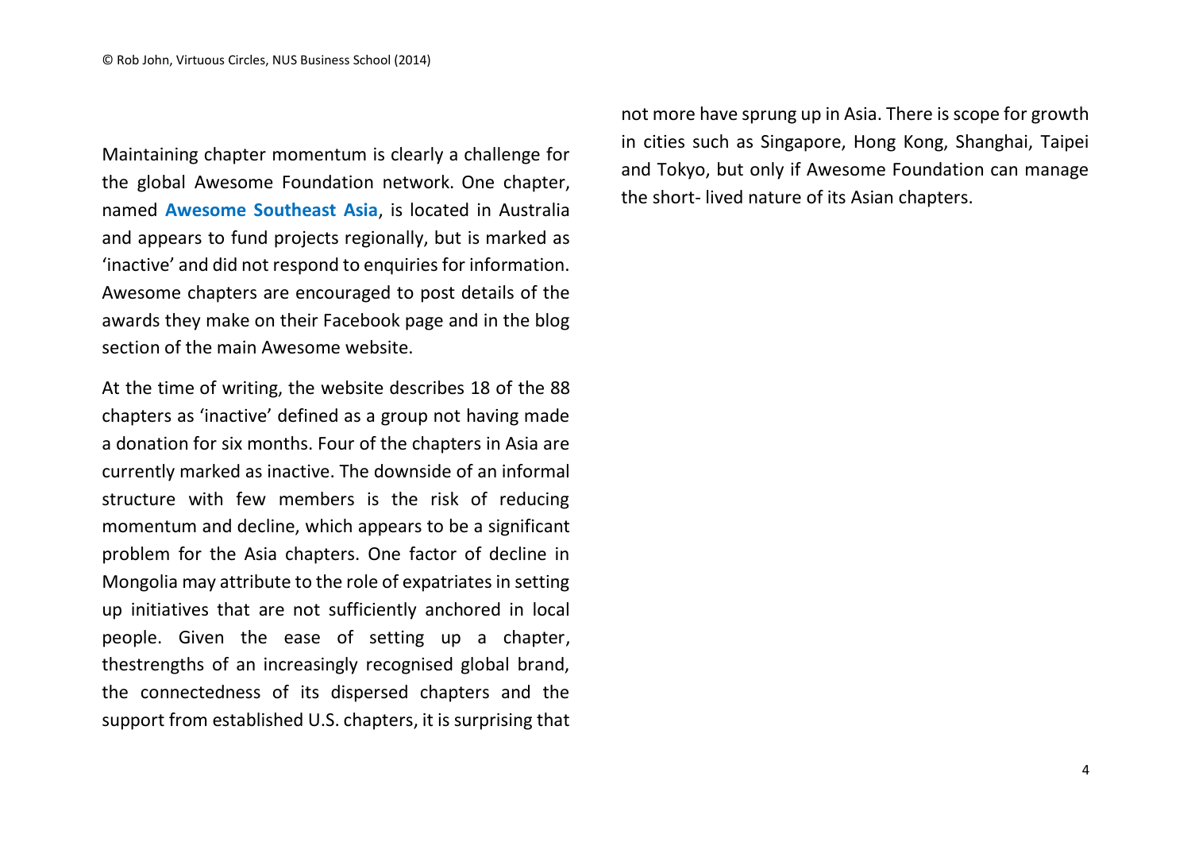Maintaining chapter momentum is clearly a challenge for the global Awesome Foundation network. One chapter, named **Awesome Southeast Asia**, is located in Australia and appears to fund projects regionally, but is marked as 'inactive' and did not respond to enquiries for information. Awesome chapters are encouraged to post details of the awards they make on their Facebook page and in the blog section of the main Awesome website.

At the time of writing, the website describes 18 of the 88 chapters as 'inactive' defined as a group not having made a donation for six months. Four of the chapters in Asia are currently marked as inactive. The downside of an informal structure with few members is the risk of reducing momentum and decline, which appears to be a significant problem for the Asia chapters. One factor of decline in Mongolia may attribute to the role of expatriates in setting up initiatives that are not sufficiently anchored in local people. Given the ease of setting up a chapter, thestrengths of an increasingly recognised global brand, the connectedness of its dispersed chapters and the support from established U.S. chapters, it is surprising that not more have sprung up in Asia. There is scope for growth in cities such as Singapore, Hong Kong, Shanghai, Taipei and Tokyo, but only if Awesome Foundation can manage the short- lived nature of its Asian chapters.